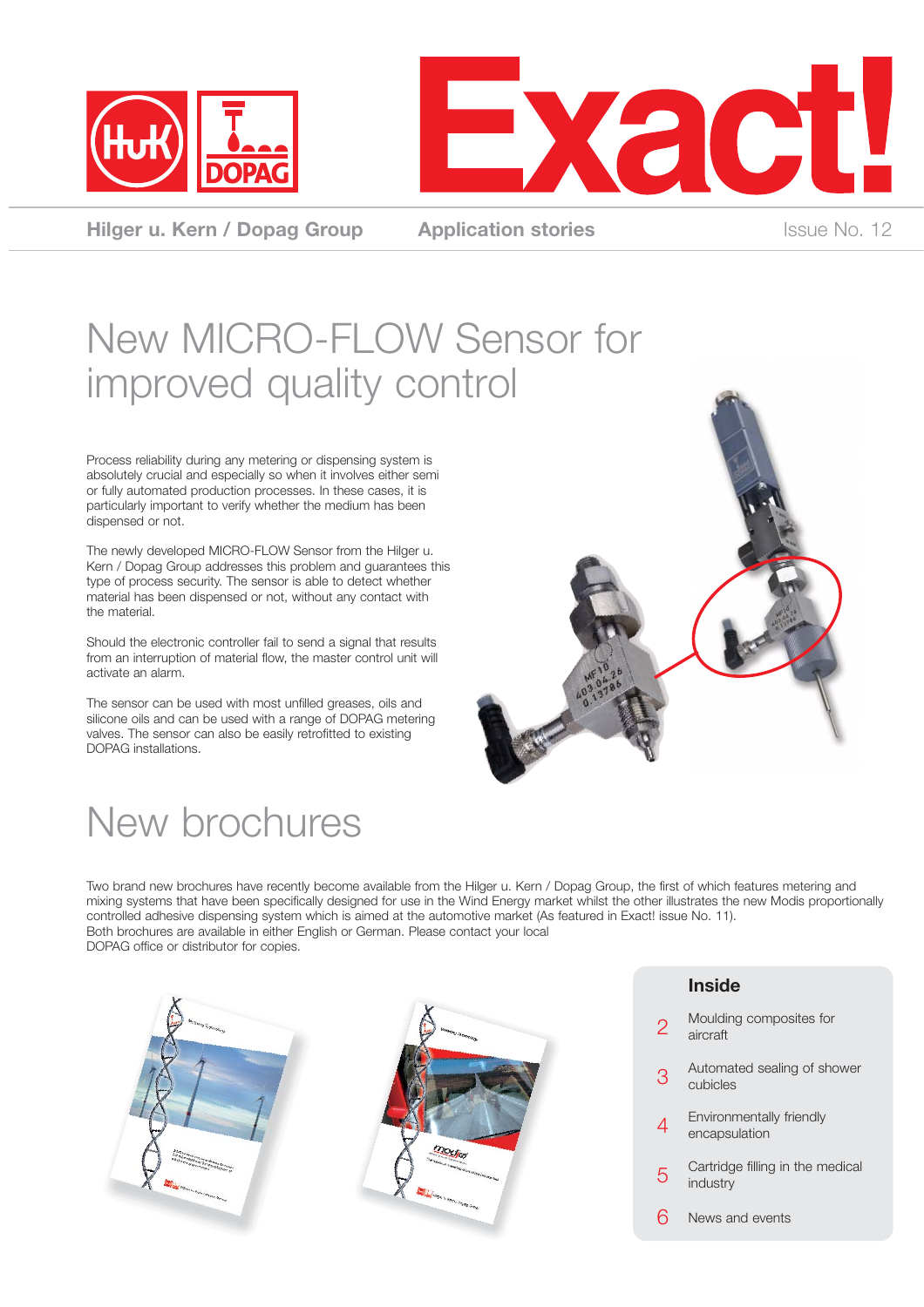# Exact!

**Hilger u. Kern / Dopag Group** | **Application stories** | Issue No. 12

# New MICRO-FLOW Sensor for improved quality control

Process reliability during any metering or dispensing system is absolutely crucial and especially so when it involves either semi or fully automated production processes. In these cases, it is particularly important to verify whether the medium has been dispensed or not.

The newly developed MICRO-FLOW Sensor from the Hilger u. Kern / Dopag Group addresses this problem and guarantees this type of process security. The sensor is able to detect whether material has been dispensed or not, without any contact with the material.

Should the electronic controller fail to send a signal that results from an interruption of material flow, the master control unit will activate an alarm.

The sensor can be used with most unfilled greases, oils and silicone oils and can be used with a range of DOPAG metering valves. The sensor can also be easily retrofitted to existing DOPAG installations.

# New brochures

Two brand new brochures have recently become available from the Hilger u. Kern / Dopag Group, the first of which features metering and mixing systems that have been specifically designed for use in the Wind Energy market whilst the other illustrates the new Modis proportionally controlled adhesive dispensing system which is aimed at the automotive market (As featured in Exact! issue No. 11).
Both brochures are available in either English or German. Please contact your local DOPAG office or distributor for copies.

## Inside

2 Moulding composites for aircraft

3 Automated sealing of shower cubicles

4 Environmentally friendly encapsulation

5 Cartridge filling in the medical industry

6 News and events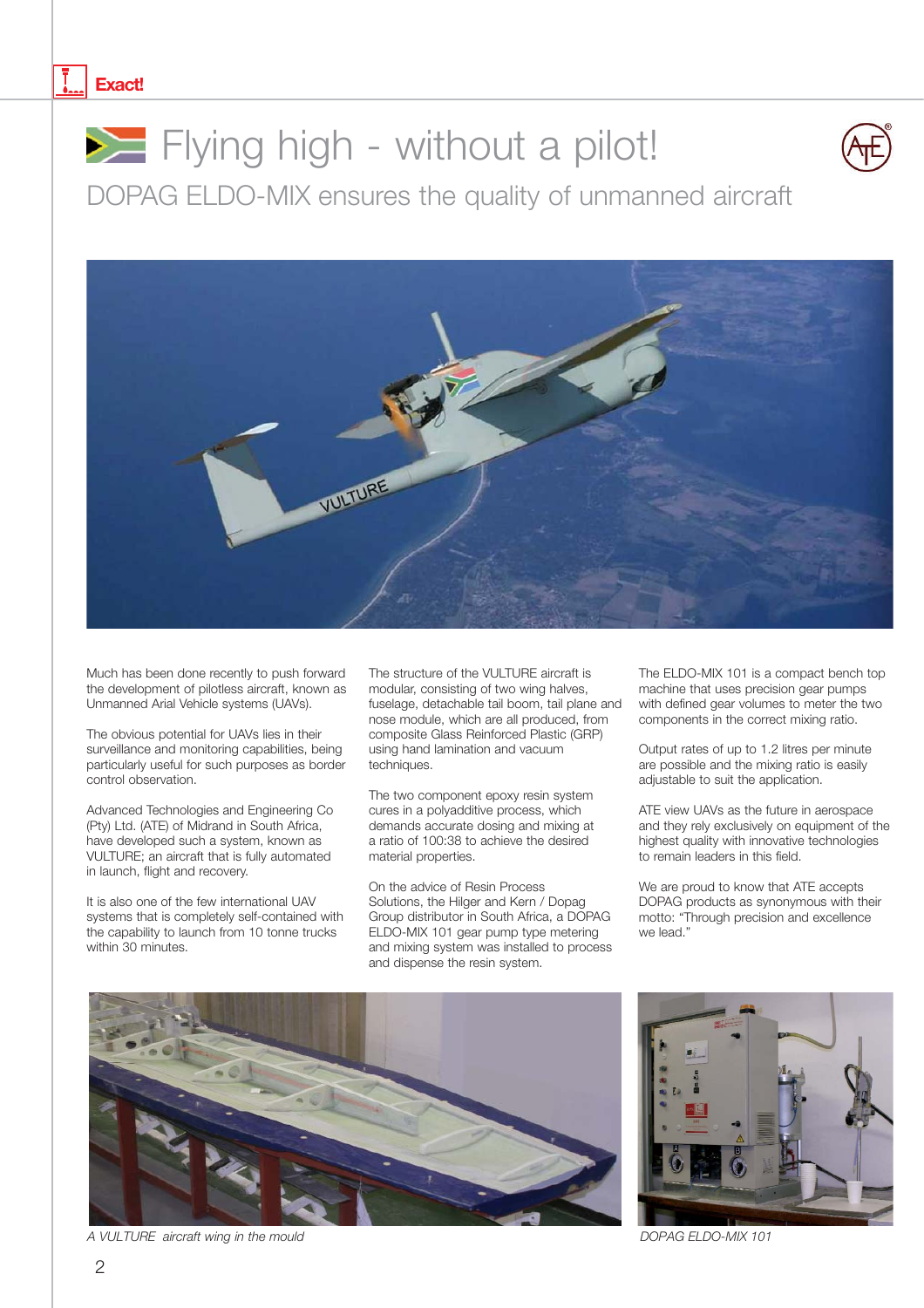# Flying high - without a pilot!

## DOPAG ELDO-MIX ensures the quality of unmanned aircraft

Much has been done recently to push forward the development of pilotless aircraft, known as Unmanned Arial Vehicle systems (UAVs).

The obvious potential for UAVs lies in their surveillance and monitoring capabilities, being particularly useful for such purposes as border control observation.

Advanced Technologies and Engineering Co (Pty) Ltd. (ATE) of Midrand in South Africa, have developed such a system, known as VULTURE; an aircraft that is fully automated in launch, flight and recovery.

It is also one of the few international UAV systems that is completely self-contained with the capability to launch from 10 tonne trucks within 30 minutes.

The structure of the VULTURE aircraft is modular, consisting of two wing halves, fuselage, detachable tail boom, tail plane and nose module, which are all produced, from composite Glass Reinforced Plastic (GRP) using hand lamination and vacuum techniques.

The two component epoxy resin system cures in a polyadditive process, which demands accurate dosing and mixing at a ratio of 100:38 to achieve the desired material properties.

On the advice of Resin Process Solutions, the Hilger and Kern / Dopag Group distributor in South Africa, a DOPAG ELDO-MIX 101 gear pump type metering and mixing system was installed to process and dispense the resin system.

The ELDO-MIX 101 is a compact bench top machine that uses precision gear pumps with defined gear volumes to meter the two components in the correct mixing ratio.

Output rates of up to 1.2 litres per minute are possible and the mixing ratio is easily adjustable to suit the application.

ATE view UAVs as the future in aerospace and they rely exclusively on equipment of the highest quality with innovative technologies to remain leaders in this field.

We are proud to know that ATE accepts DOPAG products as synonymous with their motto: "Through precision and excellence we lead."

*A VULTURE aircraft wing in the mould*

*DOPAG ELDO-MIX 101*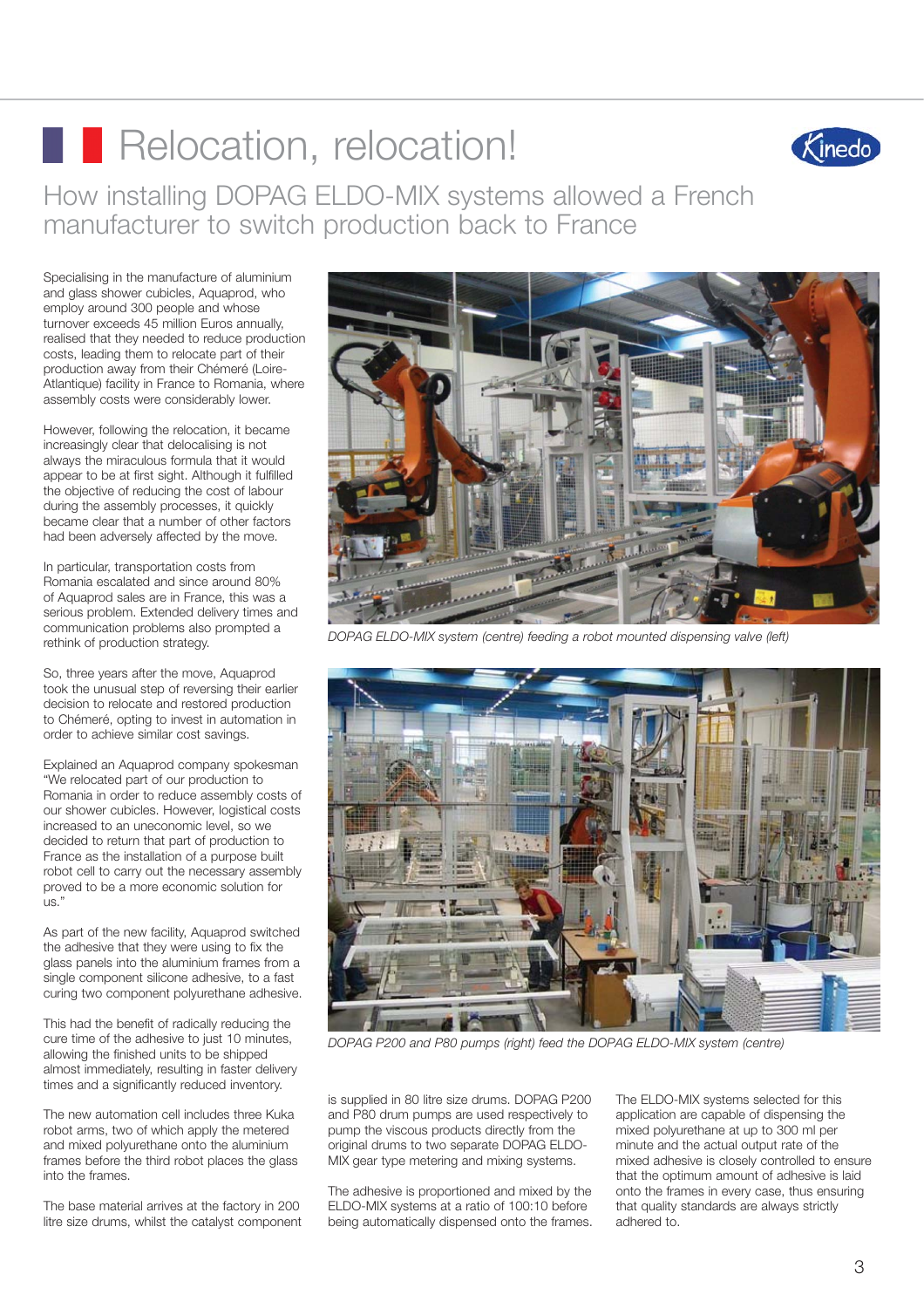# Relocation, relocation!

## How installing DOPAG ELDO-MIX systems allowed a French manufacturer to switch production back to France

Specialising in the manufacture of aluminium and glass shower cubicles, Aquaprod, who employ around 300 people and whose turnover exceeds 45 million Euros annually, realised that they needed to reduce production costs, leading them to relocate part of their production away from their Chéméré (Loire-Atlantique) facility in France to Romania, where assembly costs were considerably lower.

However, following the relocation, it became increasingly clear that delocalising is not always the miraculous formula that it would appear to be at first sight. Although it fulfilled the objective of reducing the cost of labour during the assembly processes, it quickly became clear that a number of other factors had been adversely affected by the move.

In particular, transportation costs from Romania escalated and since around 80% of Aquaprod sales are in France, this was a serious problem. Extended delivery times and communication problems also prompted a rethink of production strategy.

So, three years after the move, Aquaprod took the unusual step of reversing their earlier decision to relocate and restored production to Chéméré, opting to invest in automation in order to achieve similar cost savings.

Explained an Aquaprod company spokesman "We relocated part of our production to Romania in order to reduce assembly costs of our shower cubicles. However, logistical costs increased to an uneconomic level, so we decided to return that part of production to France as the installation of a purpose built robot cell to carry out the necessary assembly proved to be a more economic solution for us."

As part of the new facility, Aquaprod switched the adhesive that they were using to fix the glass panels into the aluminium frames from a single component silicone adhesive, to a fast curing two component polyurethane adhesive.

This had the benefit of radically reducing the cure time of the adhesive to just 10 minutes, allowing the finished units to be shipped almost immediately, resulting in faster delivery times and a significantly reduced inventory.

The new automation cell includes three Kuka robot arms, two of which apply the metered and mixed polyurethane onto the aluminium frames before the third robot places the glass into the frames.

The base material arrives at the factory in 200 litre size drums, whilst the catalyst component is supplied in 80 litre size drums. DOPAG P200 and P80 drum pumps are used respectively to pump the viscous products directly from the original drums to two separate DOPAG ELDO-MIX gear type metering and mixing systems.

The adhesive is proportioned and mixed by the ELDO-MIX systems at a ratio of 100:10 before being automatically dispensed onto the frames.

The ELDO-MIX systems selected for this application are capable of dispensing the mixed polyurethane at up to 300 ml per minute and the actual output rate of the mixed adhesive is closely controlled to ensure that the optimum amount of adhesive is laid onto the frames in every case, thus ensuring that quality standards are always strictly adhered to.

*DOPAG ELDO-MIX system (centre) feeding a robot mounted dispensing valve (left)*

*DOPAG P200 and P80 pumps (right) feed the DOPAG ELDO-MIX system (centre)*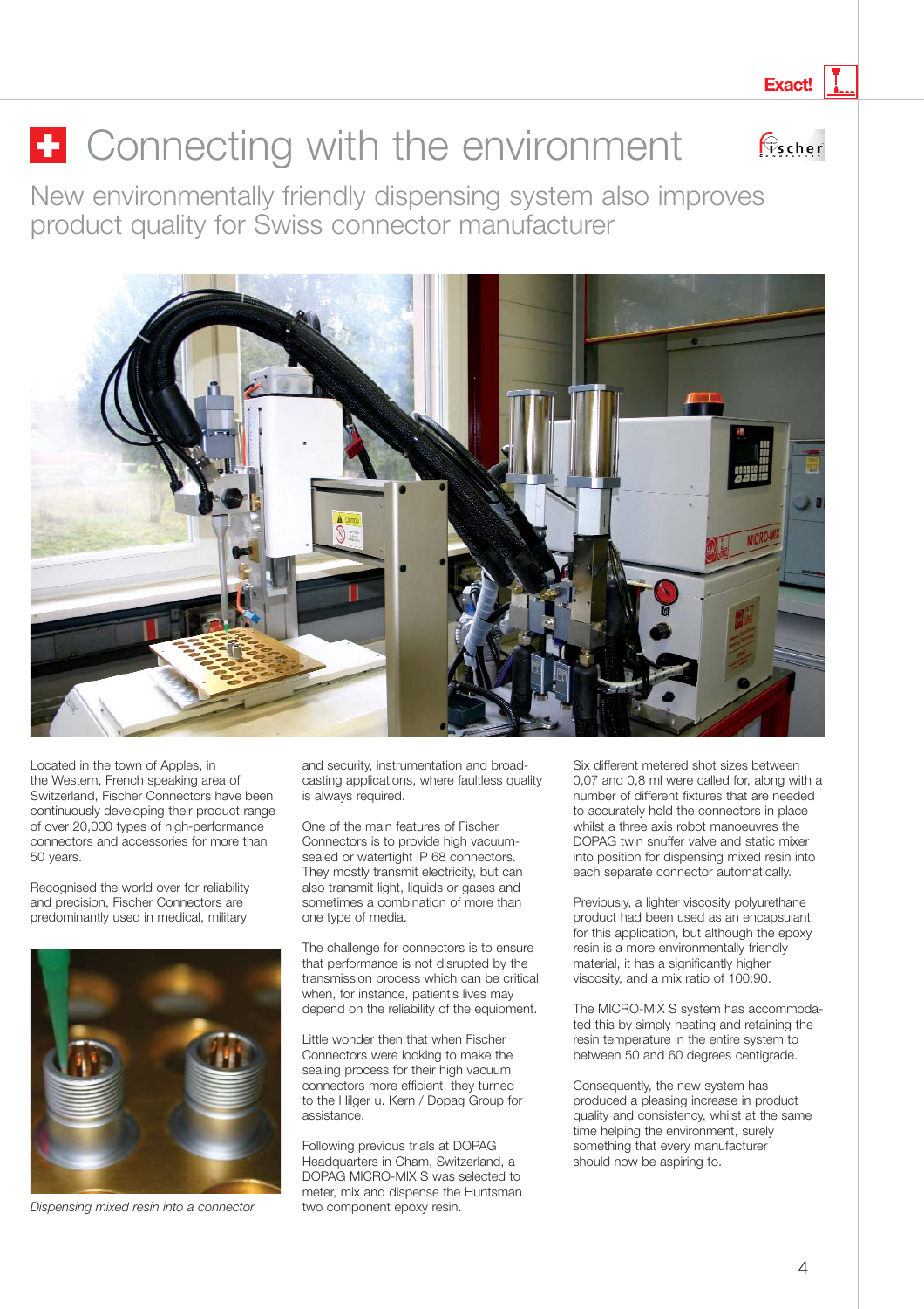# Connecting with the environment

## New environmentally friendly dispensing system also improves product quality for Swiss connector manufacturer

Located in the town of Apples, in the Western, French speaking area of Switzerland, Fischer Connectors have been continuously developing their product range of over 20,000 types of high-performance connectors and accessories for more than 50 years.

Recognised the world over for reliability and precision, Fischer Connectors are predominantly used in medical, military and security, instrumentation and broadcasting applications, where faultless quality is always required.

*Dispensing mixed resin into a connector*

One of the main features of Fischer Connectors is to provide high vacuum-sealed or watertight IP 68 connectors. They mostly transmit electricity, but can also transmit light, liquids or gases and sometimes a combination of more than one type of media.

The challenge for connectors is to ensure that performance is not disrupted by the transmission process which can be critical when, for instance, patient's lives may depend on the reliability of the equipment.

Little wonder then that when Fischer Connectors were looking to make the sealing process for their high vacuum connectors more efficient, they turned to the Hilger u. Kern / Dopag Group for assistance.

Following previous trials at DOPAG Headquarters in Cham, Switzerland, a DOPAG MICRO-MIX S was selected to meter, mix and dispense the Huntsman two component epoxy resin.

Six different metered shot sizes between 0,07 and 0,8 ml were called for, along with a number of different fixtures that are needed to accurately hold the connectors in place whilst a three axis robot manoeuvres the DOPAG twin snuffer valve and static mixer into position for dispensing mixed resin into each separate connector automatically.

Previously, a lighter viscosity polyurethane product had been used as an encapsulant for this application, but although the epoxy resin is a more environmentally friendly material, it has a significantly higher viscosity, and a mix ratio of 100:90.

The MICRO-MIX S system has accommodated this by simply heating and retaining the resin temperature in the entire system to between 50 and 60 degrees centigrade.

Consequently, the new system has produced a pleasing increase in product quality and consistency, whilst at the same time helping the environment, surely something that every manufacturer should now be aspiring to.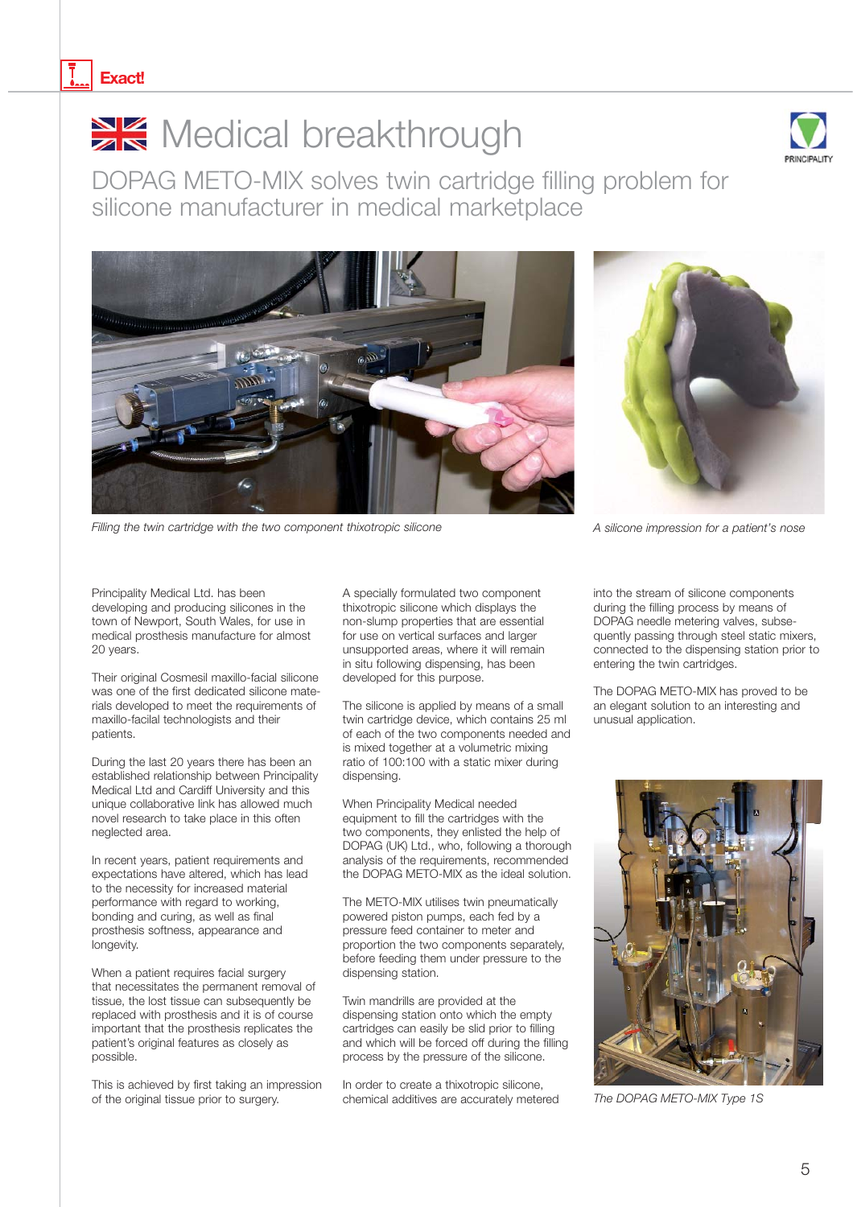# Medical breakthrough

## DOPAG METO-MIX solves twin cartridge filling problem for silicone manufacturer in medical marketplace

*Filling the twin cartridge with the two component thixotropic silicone*

*A silicone impression for a patient's nose*

Principality Medical Ltd. has been developing and producing silicones in the town of Newport, South Wales, for use in medical prosthesis manufacture for almost 20 years.

Their original Cosmesil maxillo-facial silicone was one of the first dedicated silicone materials developed to meet the requirements of maxillo-facial technologists and their patients.

During the last 20 years there has been an established relationship between Principality Medical Ltd and Cardiff University and this unique collaborative link has allowed much novel research to take place in this often neglected area.

In recent years, patient requirements and expectations have altered, which has lead to the necessity for increased material performance with regard to working, bonding and curing, as well as final prosthesis softness, appearance and longevity.

When a patient requires facial surgery that necessitates the permanent removal of tissue, the lost tissue can subsequently be replaced with prosthesis and it is of course important that the prosthesis replicates the patient's original features as closely as possible.

This is achieved by first taking an impression of the original tissue prior to surgery.

A specially formulated two component thixotropic silicone which displays the non-slump properties that are essential for use on vertical surfaces and larger unsupported areas, where it will remain in situ following dispensing, has been developed for this purpose.

The silicone is applied by means of a small twin cartridge device, which contains 25 ml of each of the two components needed and is mixed together at a volumetric mixing ratio of 100:100 with a static mixer during dispensing.

When Principality Medical needed equipment to fill the cartridges with the two components, they enlisted the help of DOPAG (UK) Ltd., who, following a thorough analysis of the requirements, recommended the DOPAG METO-MIX as the ideal solution.

The METO-MIX utilises twin pneumatically powered piston pumps, each fed by a pressure feed container to meter and proportion the two components separately, before feeding them under pressure to the dispensing station.

Twin mandrills are provided at the dispensing station onto which the empty cartridges can easily be slid prior to filling and which will be forced off during the filling process by the pressure of the silicone.

In order to create a thixotropic silicone, chemical additives are accurately metered into the stream of silicone components during the filling process by means of DOPAG needle metering valves, subsequently passing through steel static mixers, connected to the dispensing station prior to entering the twin cartridges.

The DOPAG METO-MIX has proved to be an elegant solution to an interesting and unusual application.

*The DOPAG METO-MIX Type 1S*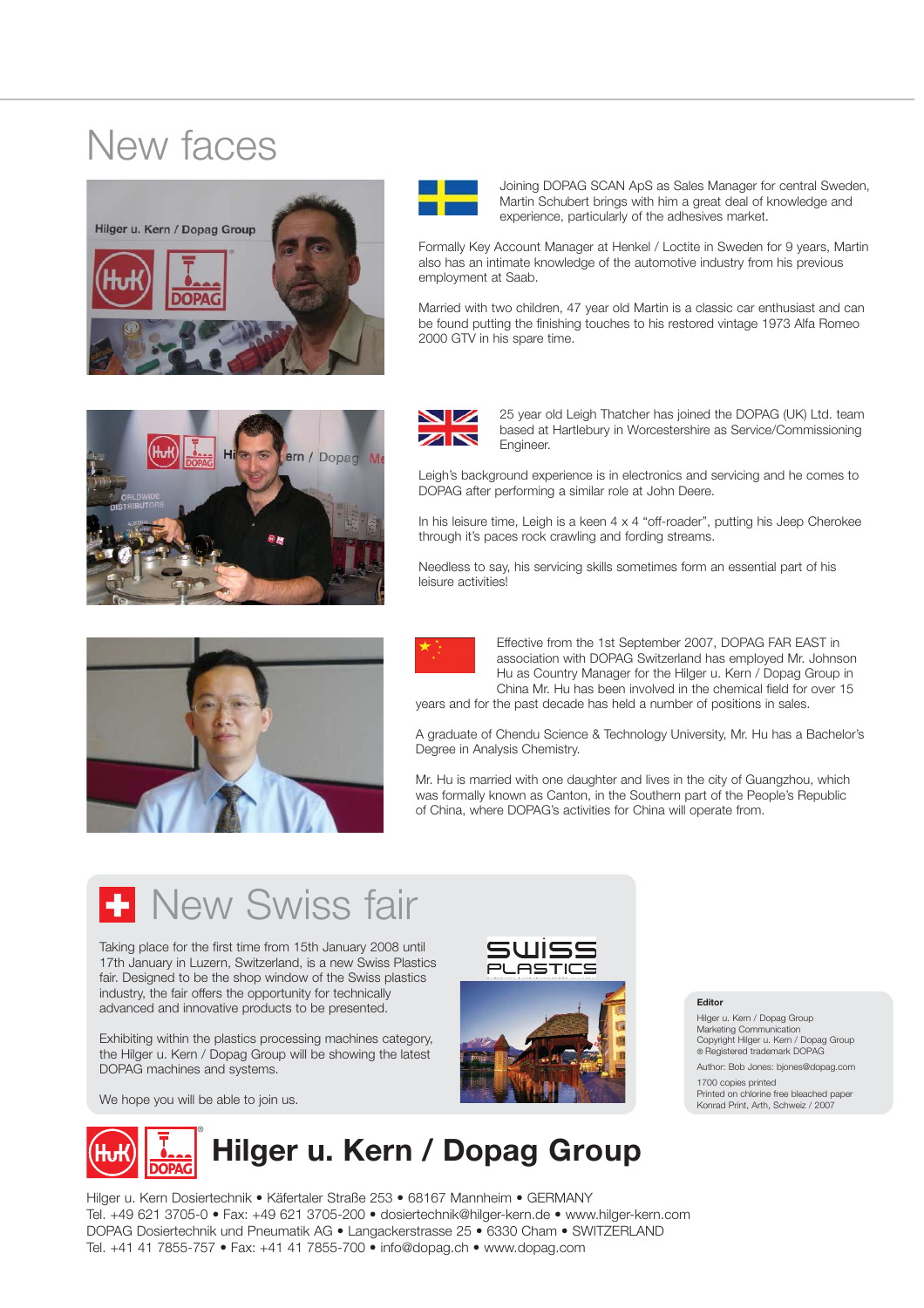# New faces

Joining DOPAG SCAN ApS as Sales Manager for central Sweden, Martin Schubert brings with him a great deal of knowledge and experience, particularly of the adhesives market.

Formally Key Account Manager at Henkel / Loctite in Sweden for 9 years, Martin also has an intimate knowledge of the automotive industry from his previous employment at Saab.

Married with two children, 47 year old Martin is a classic car enthusiast and can be found putting the finishing touches to his restored vintage 1973 Alfa Romeo 2000 GTV in his spare time.

25 year old Leigh Thatcher has joined the DOPAG (UK) Ltd. team based at Hartlebury in Worcestershire as Service/Commissioning Engineer.

Leigh's background experience is in electronics and servicing and he comes to DOPAG after performing a similar role at John Deere.

In his leisure time, Leigh is a keen 4 x 4 "off-roader", putting his Jeep Cherokee through it's paces rock crawling and fording streams.

Needless to say, his servicing skills sometimes form an essential part of his leisure activities!

Effective from the 1st September 2007, DOPAG FAR EAST in association with DOPAG Switzerland has employed Mr. Johnson Hu as Country Manager for the Hilger u. Kern / Dopag Group in China Mr. Hu has been involved in the chemical field for over 15 years and for the past decade has held a number of positions in sales.

A graduate of Chendu Science & Technology University, Mr. Hu has a Bachelor's Degree in Analysis Chemistry.

Mr. Hu is married with one daughter and lives in the city of Guangzhou, which was formally known as Canton, in the Southern part of the People's Republic of China, where DOPAG's activities for China will operate from.

# New Swiss fair

Taking place for the first time from 15th January 2008 until 17th January in Luzern, Switzerland, is a new Swiss Plastics fair. Designed to be the shop window of the Swiss plastics industry, the fair offers the opportunity for technically advanced and innovative products to be presented.

Exhibiting within the plastics processing machines category, the Hilger u. Kern / Dopag Group will be showing the latest DOPAG machines and systems.

We hope you will be able to join us.

SWISS PLASTICS

**Editor**

Hilger u. Kern / Dopag Group
Marketing Communication
Copyright Hilger u. Kern / Dopag Group
® Registered trademark DOPAG

Author: Bob Jones: bjones@dopag.com

1700 copies printed
Printed on chlorine free bleached paper
Konrad Print, Arth, Schweiz / 2007

## Hilger u. Kern / Dopag Group

Hilger u. Kern Dosiertechnik • Käfertaler Straße 253 • 68167 Mannheim • GERMANY
Tel. +49 621 3705-0 • Fax: +49 621 3705-200 • dosiertechnik@hilger-kern.de • www.hilger-kern.com
DOPAG Dosiertechnik und Pneumatik AG • Langackerstrasse 25 • 6330 Cham • SWITZERLAND
Tel. +41 41 7855-757 • Fax: +41 41 7855-700 • info@dopag.ch • www.dopag.com